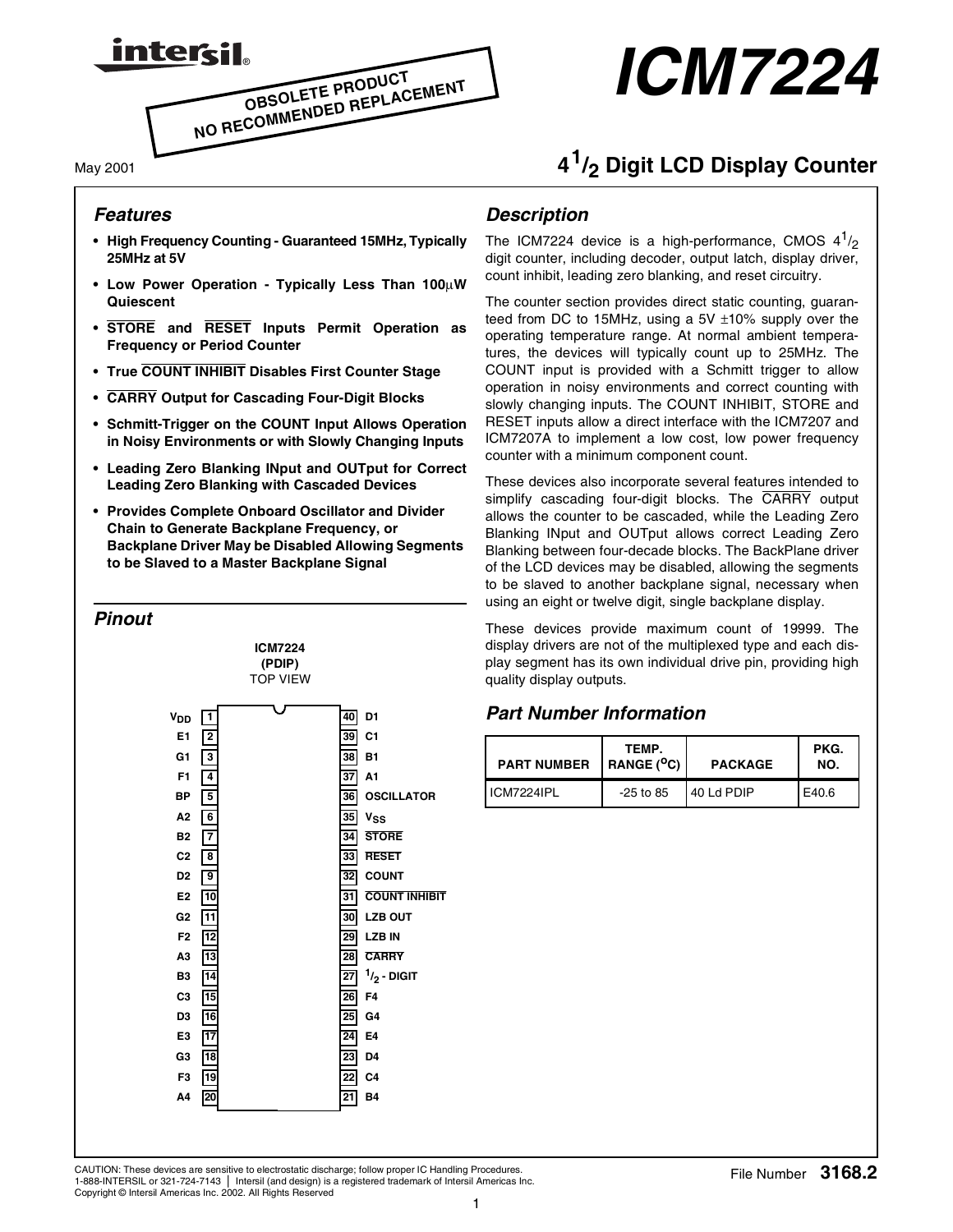intersil

OBSOLETE PRODUCT
NO RECOMMENDED REPLACEMENT

# ICM7224

May 2001

## $4^{1}/_{2}$ Digit LCD Display Counter

### Features

- **High Frequency Counting - Guaranteed 15MHz, Typically 25MHz at 5V**
- **Low Power Operation - Typically Less Than 100μW Quiescent**
- **STORE and RESET Inputs Permit Operation as Frequency or Period Counter**
- **True COUNT INHIBIT Disables First Counter Stage**
- **CARRY Output for Cascading Four-Digit Blocks**
- **Schmitt-Trigger on the COUNT Input Allows Operation in Noisy Environments or with Slowly Changing Inputs**
- **Leading Zero Blanking INput and OUTput for Correct Leading Zero Blanking with Cascaded Devices**
- **Provides Complete Onboard Oscillator and Divider Chain to Generate Backplane Frequency, or Backplane Driver May be Disabled Allowing Segments to be Slaved to a Master Backplane Signal**

### Pinout

**ICM7224 (PDIP)**
TOP VIEW

| Pin | Name | Pin | Name |
|---|---|---|---|
| 1 | $V_{DD}$ | 40 | D1 |
| 2 | E1 | 39 | C1 |
| 3 | G1 | 38 | B1 |
| 4 | F1 | 37 | A1 |
| 5 | BP | 36 | OSCILLATOR |
| 6 | A2 | 35 | $V_{SS}$ |
| 7 | B2 | 34 | STORE |
| 8 | C2 | 33 | RESET |
| 9 | D2 | 32 | COUNT |
| 10 | E2 | 31 | COUNT INHIBIT |
| 11 | G2 | 30 | LZB OUT |
| 12 | F2 | 29 | LZB IN |
| 13 | A3 | 28 | CARRY |
| 14 | B3 | 27 | $^{1}/_{2}$ - DIGIT |
| 15 | C3 | 26 | F4 |
| 16 | D3 | 25 | G4 |
| 17 | E3 | 24 | E4 |
| 18 | G3 | 23 | D4 |
| 19 | F3 | 22 | C4 |
| 20 | A4 | 21 | B4 |

### Description

The ICM7224 device is a high-performance, CMOS $4^{1}/_{2}$ digit counter, including decoder, output latch, display driver, count inhibit, leading zero blanking, and reset circuitry.

The counter section provides direct static counting, guaranteed from DC to 15MHz, using a 5V ±10% supply over the operating temperature range. At normal ambient temperatures, the devices will typically count up to 25MHz. The COUNT input is provided with a Schmitt trigger to allow operation in noisy environments and correct counting with slowly changing inputs. The COUNT INHIBIT, STORE and RESET inputs allow a direct interface with the ICM7207 and ICM7207A to implement a low cost, low power frequency counter with a minimum component count.

These devices also incorporate several features intended to simplify cascading four-digit blocks. The CARRY output allows the counter to be cascaded, while the Leading Zero Blanking INput and OUTput allows correct Leading Zero Blanking between four-decade blocks. The BackPlane driver of the LCD devices may be disabled, allowing the segments to be slaved to another backplane signal, necessary when using an eight or twelve digit, single backplane display.

These devices provide maximum count of 19999. The display drivers are not of the multiplexed type and each display segment has its own individual drive pin, providing high quality display outputs.

### Part Number Information

| PART NUMBER | TEMP. RANGE (°C) | PACKAGE | PKG. NO. |
|---|---|---|---|
| ICM7224IPL | -25 to 85 | 40 Ld PDIP | E40.6 |

CAUTION: These devices are sensitive to electrostatic discharge; follow proper IC Handling Procedures.
1-888-INTERSIL or 321-724-7143 | Intersil (and design) is a registered trademark of Intersil Americas Inc.
Copyright © Intersil Americas Inc. 2002. All Rights Reserved

File Number 3168.2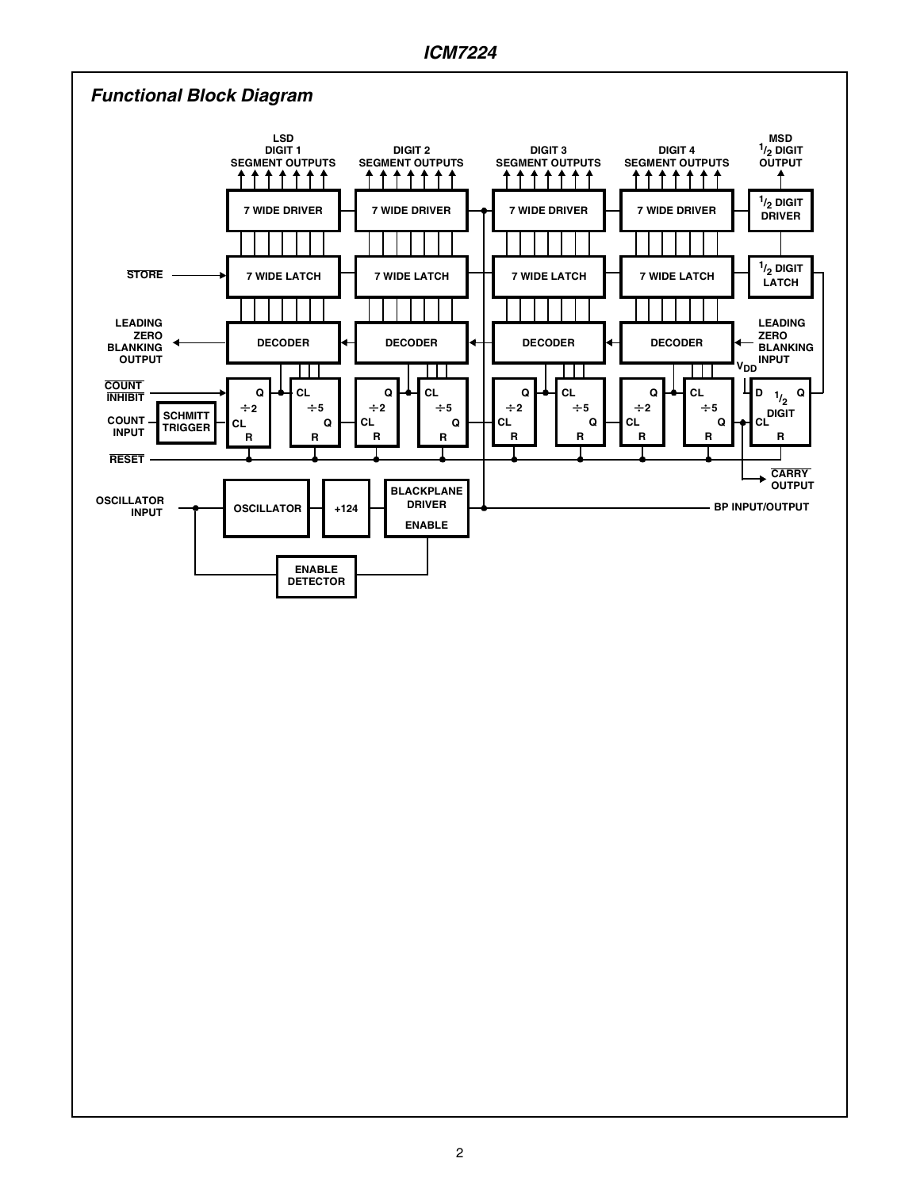## Functional Block Diagram

LSD DIGIT 1 SEGMENT OUTPUTS | DIGIT 2 SEGMENT OUTPUTS | DIGIT 3 SEGMENT OUTPUTS | DIGIT 4 SEGMENT OUTPUTS | MSD 1/2 DIGIT OUTPUT

7 WIDE DRIVER | 7 WIDE DRIVER | 7 WIDE DRIVER | 7 WIDE DRIVER | 1/2 DIGIT DRIVER

STORE | 7 WIDE LATCH | 7 WIDE LATCH | 7 WIDE LATCH | 7 WIDE LATCH | 1/2 DIGIT LATCH

LEADING ZERO BLANKING OUTPUT | DECODER | DECODER | DECODER | DECODER | LEADING ZERO BLANKING INPUT

COUNT INHIBIT

COUNT INPUT | SCHMITT TRIGGER

÷2 | ÷5 | ÷2 | ÷5 | ÷2 | ÷5 | ÷2 | ÷5 | $V_{DD}$ | D 1/2 DIGIT Q CL R

RESET

CARRY OUTPUT

OSCILLATOR INPUT | OSCILLATOR | ÷124 | BLACKPLANE DRIVER ENABLE | BP INPUT/OUTPUT

ENABLE DETECTOR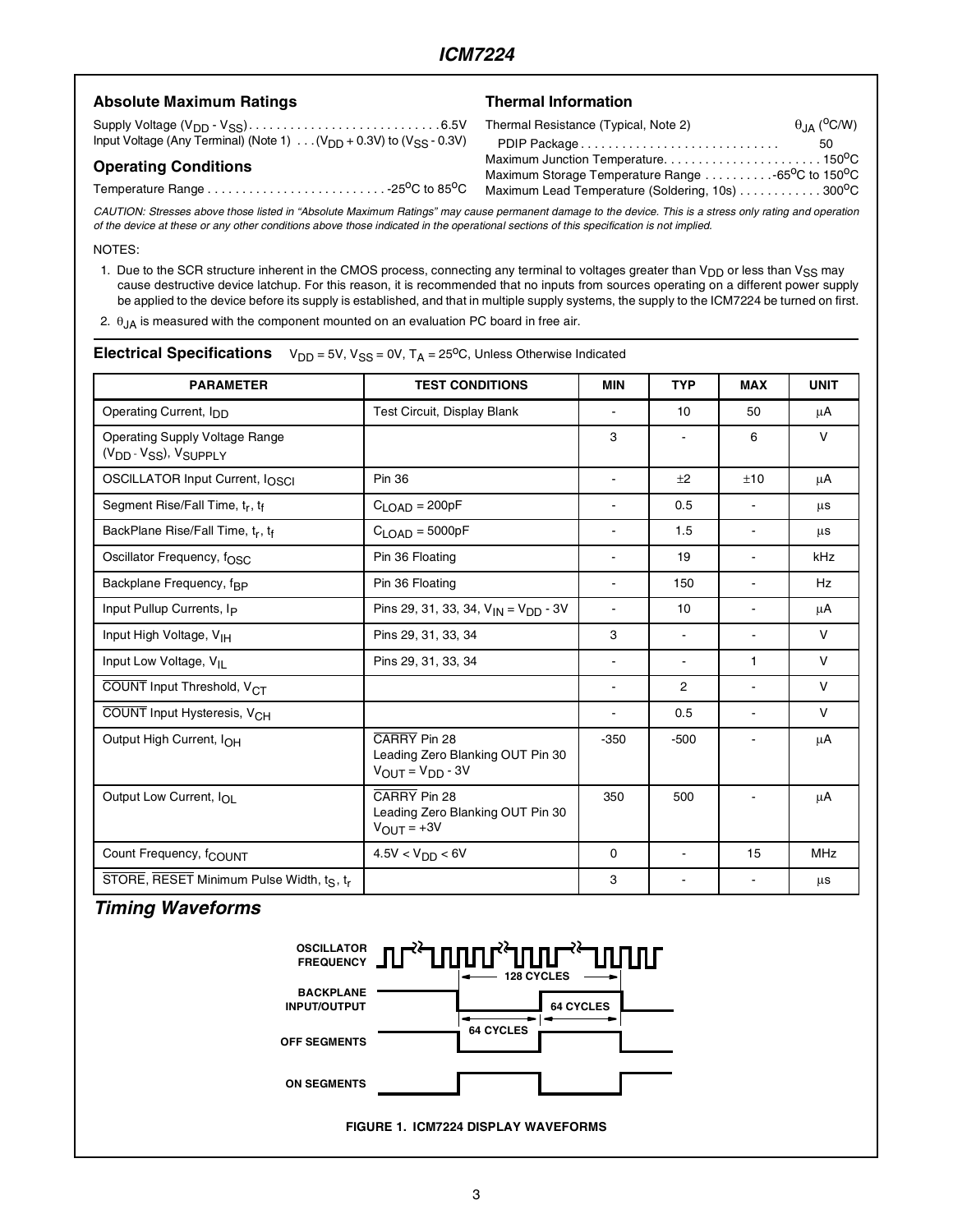## Absolute Maximum Ratings

Supply Voltage ($V_{DD}$ - $V_{SS}$) . . . . . . . . . . . . . . . . . . . . . . . . . . . 6.5V
Input Voltage (Any Terminal) (Note 1) . . . ($V_{DD}$ + 0.3V) to ($V_{SS}$ - 0.3V)

## Operating Conditions

Temperature Range . . . . . . . . . . . . . . . . . . . . . . . . . -25°C to 85°C

## Thermal Information

| Thermal Resistance (Typical, Note 2) | $\theta_{JA}$ (°C/W) |
|---|---|
| PDIP Package . . . . . . . . . . . . . . . . . . . . . . . . . . . . | 50 |

Maximum Junction Temperature. . . . . . . . . . . . . . . . . . . . . . . 150°C
Maximum Storage Temperature Range . . . . . . . . . .-65°C to 150°C
Maximum Lead Temperature (Soldering, 10s) . . . . . . . . . . . 300°C

*CAUTION: Stresses above those listed in “Absolute Maximum Ratings” may cause permanent damage to the device. This is a stress only rating and operation of the device at these or any other conditions above those indicated in the operational sections of this specification is not implied.*

NOTES:

1. Due to the SCR structure inherent in the CMOS process, connecting any terminal to voltages greater than $V_{DD}$ or less than $V_{SS}$ may cause destructive device latchup. For this reason, it is recommended that no inputs from sources operating on a different power supply be applied to the device before its supply is established, and that in multiple supply systems, the supply to the ICM7224 be turned on first.
2. $\theta_{JA}$ is measured with the component mounted on an evaluation PC board in free air.

## Electrical Specifications

$V_{DD}$ = 5V, $V_{SS}$ = 0V, $T_A$ = 25°C, Unless Otherwise Indicated

| PARAMETER | TEST CONDITIONS | MIN | TYP | MAX | UNIT |
|---|---|---|---|---|---|
| Operating Current, $I_{DD}$ | Test Circuit, Display Blank | - | 10 | 50 | μA |
| Operating Supply Voltage Range ($V_{DD}$ - $V_{SS}$), $V_{SUPPLY}$ | | 3 | - | 6 | V |
| OSCILLATOR Input Current, $I_{OSCI}$ | Pin 36 | - | ±2 | ±10 | μA |
| Segment Rise/Fall Time, $t_r$, $t_f$ | $C_{LOAD}$ = 200pF | - | 0.5 | - | μs |
| BackPlane Rise/Fall Time, $t_r$, $t_f$ | $C_{LOAD}$ = 5000pF | - | 1.5 | - | μs |
| Oscillator Frequency, $f_{OSC}$ | Pin 36 Floating | - | 19 | - | kHz |
| Backplane Frequency, $f_{BP}$ | Pin 36 Floating | - | 150 | - | Hz |
| Input Pullup Currents, $I_P$ | Pins 29, 31, 33, 34, $V_{IN}$ = $V_{DD}$ - 3V | - | 10 | - | μA |
| Input High Voltage, $V_{IH}$ | Pins 29, 31, 33, 34 | 3 | - | - | V |
| Input Low Voltage, $V_{IL}$ | Pins 29, 31, 33, 34 | - | - | 1 | V |
| $\overline{\text{COUNT}}$ Input Threshold, $V_{CT}$ | | - | 2 | - | V |
| $\overline{\text{COUNT}}$ Input Hysteresis, $V_{CH}$ | | - | 0.5 | - | V |
| Output High Current, $I_{OH}$ | $\overline{\text{CARRY}}$ Pin 28 Leading Zero Blanking OUT Pin 30 $V_{OUT}$ = $V_{DD}$ - 3V | -350 | -500 | - | μA |
| Output Low Current, $I_{OL}$ | $\overline{\text{CARRY}}$ Pin 28 Leading Zero Blanking OUT Pin 30 $V_{OUT}$ = +3V | 350 | 500 | - | μA |
| Count Frequency, $f_{COUNT}$ | 4.5V < $V_{DD}$ < 6V | 0 | - | 15 | MHz |
| $\overline{\text{STORE}}$, $\overline{\text{RESET}}$ Minimum Pulse Width, $t_S$, $t_r$ | | 3 | - | - | μs |

## Timing Waveforms

OSCILLATOR FREQUENCY — 128 CYCLES
BACKPLANE INPUT/OUTPUT — 64 CYCLES, 64 CYCLES
OFF SEGMENTS
ON SEGMENTS

FIGURE 1. ICM7224 DISPLAY WAVEFORMS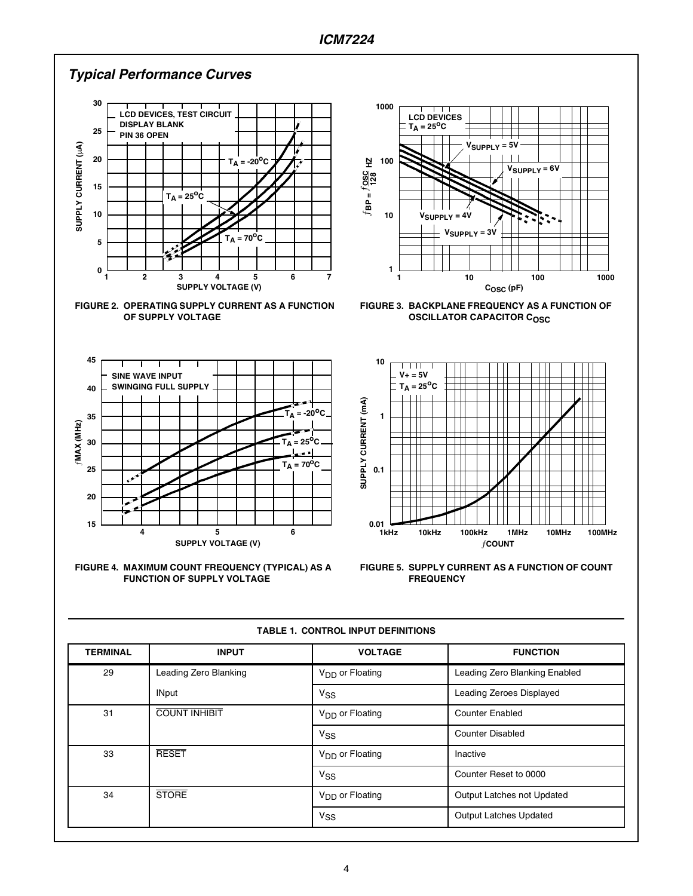## Typical Performance Curves

FIGURE 2. OPERATING SUPPLY CURRENT AS A FUNCTION OF SUPPLY VOLTAGE

FIGURE 3. BACKPLANE FREQUENCY AS A FUNCTION OF OSCILLATOR CAPACITOR $C_{OSC}$

FIGURE 4. MAXIMUM COUNT FREQUENCY (TYPICAL) AS A FUNCTION OF SUPPLY VOLTAGE

FIGURE 5. SUPPLY CURRENT AS A FUNCTION OF COUNT FREQUENCY

**TABLE 1. CONTROL INPUT DEFINITIONS**

| TERMINAL | INPUT | VOLTAGE | FUNCTION |
|---|---|---|---|
| 29 | Leading Zero Blanking | $V_{DD}$ or Floating | Leading Zero Blanking Enabled |
| | INput | $V_{SS}$ | Leading Zeroes Displayed |
| 31 | $\overline{\text{COUNT INHIBIT}}$ | $V_{DD}$ or Floating | Counter Enabled |
| | | $V_{SS}$ | Counter Disabled |
| 33 | $\overline{\text{RESET}}$ | $V_{DD}$ or Floating | Inactive |
| | | $V_{SS}$ | Counter Reset to 0000 |
| 34 | $\overline{\text{STORE}}$ | $V_{DD}$ or Floating | Output Latches not Updated |
| | | $V_{SS}$ | Output Latches Updated |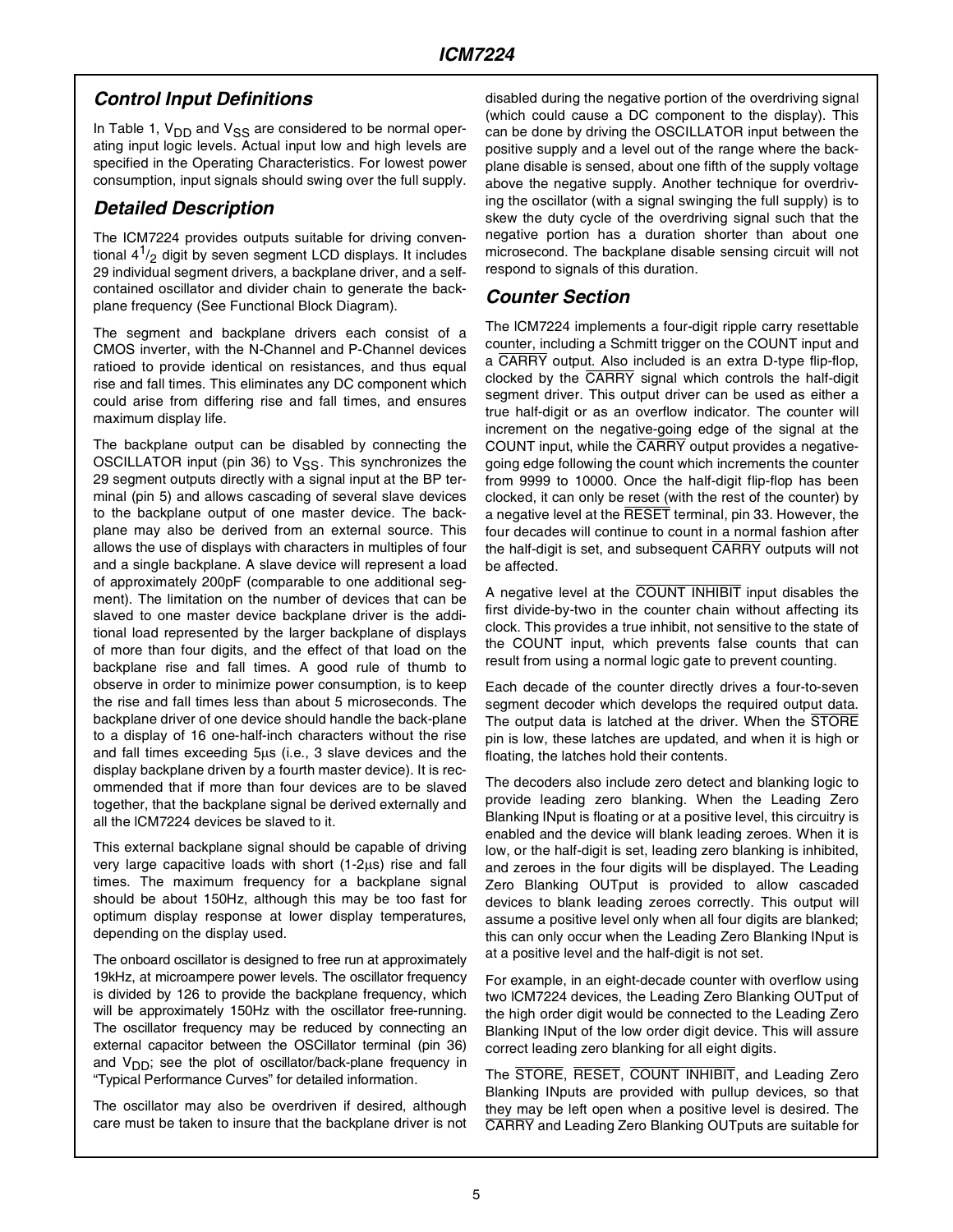## Control Input Definitions

In Table 1, $V_{DD}$ and $V_{SS}$ are considered to be normal operating input logic levels. Actual input low and high levels are specified in the Operating Characteristics. For lowest power consumption, input signals should swing over the full supply.

## Detailed Description

The ICM7224 provides outputs suitable for driving conventional $4^1/_2$ digit by seven segment LCD displays. It includes 29 individual segment drivers, a backplane driver, and a self-contained oscillator and divider chain to generate the backplane frequency (See Functional Block Diagram).

The segment and backplane drivers each consist of a CMOS inverter, with the N-Channel and P-Channel devices ratioed to provide identical on resistances, and thus equal rise and fall times. This eliminates any DC component which could arise from differing rise and fall times, and ensures maximum display life.

The backplane output can be disabled by connecting the OSCILLATOR input (pin 36) to $V_{SS}$. This synchronizes the 29 segment outputs directly with a signal input at the BP terminal (pin 5) and allows cascading of several slave devices to the backplane output of one master device. The backplane may also be derived from an external source. This allows the use of displays with characters in multiples of four and a single backplane. A slave device will represent a load of approximately 200pF (comparable to one additional segment). The limitation on the number of devices that can be slaved to one master device backplane driver is the additional load represented by the larger backplane of displays of more than four digits, and the effect of that load on the backplane rise and fall times. A good rule of thumb to observe in order to minimize power consumption, is to keep the rise and fall times less than about 5 microseconds. The backplane driver of one device should handle the back-plane to a display of 16 one-half-inch characters without the rise and fall times exceeding 5μs (i.e., 3 slave devices and the display backplane driven by a fourth master device). It is recommended that if more than four devices are to be slaved together, that the backplane signal be derived externally and all the ICM7224 devices be slaved to it.

This external backplane signal should be capable of driving very large capacitive loads with short (1-2μs) rise and fall times. The maximum frequency for a backplane signal should be about 150Hz, although this may be too fast for optimum display response at lower display temperatures, depending on the display used.

The onboard oscillator is designed to free run at approximately 19kHz, at microampere power levels. The oscillator frequency is divided by 126 to provide the backplane frequency, which will be approximately 150Hz with the oscillator free-running. The oscillator frequency may be reduced by connecting an external capacitor between the OSCillator terminal (pin 36) and $V_{DD}$; see the plot of oscillator/back-plane frequency in "Typical Performance Curves" for detailed information.

The oscillator may also be overdriven if desired, although care must be taken to insure that the backplane driver is not disabled during the negative portion of the overdriving signal (which could cause a DC component to the display). This can be done by driving the OSCILLATOR input between the positive supply and a level out of the range where the backplane disable is sensed, about one fifth of the supply voltage above the negative supply. Another technique for overdriving the oscillator (with a signal swinging the full supply) is to skew the duty cycle of the overdriving signal such that the negative portion has a duration shorter than about one microsecond. The backplane disable sensing circuit will not respond to signals of this duration.

## Counter Section

The ICM7224 implements a four-digit ripple carry resettable counter, including a Schmitt trigger on the COUNT input and a $\overline{\text{CARRY}}$ output. Also included is an extra D-type flip-flop, clocked by the $\overline{\text{CARRY}}$ signal which controls the half-digit segment driver. This output driver can be used as either a true half-digit or as an overflow indicator. The counter will increment on the negative-going edge of the signal at the COUNT input, while the $\overline{\text{CARRY}}$ output provides a negative-going edge following the count which increments the counter from 9999 to 10000. Once the half-digit flip-flop has been clocked, it can only be reset (with the rest of the counter) by a negative level at the $\overline{\text{RESET}}$ terminal, pin 33. However, the four decades will continue to count in a normal fashion after the half-digit is set, and subsequent $\overline{\text{CARRY}}$ outputs will not be affected.

A negative level at the $\overline{\text{COUNT INHIBIT}}$ input disables the first divide-by-two in the counter chain without affecting its clock. This provides a true inhibit, not sensitive to the state of the COUNT input, which prevents false counts that can result from using a normal logic gate to prevent counting.

Each decade of the counter directly drives a four-to-seven segment decoder which develops the required output data. The output data is latched at the driver. When the $\overline{\text{STORE}}$ pin is low, these latches are updated, and when it is high or floating, the latches hold their contents.

The decoders also include zero detect and blanking logic to provide leading zero blanking. When the Leading Zero Blanking INput is floating or at a positive level, this circuitry is enabled and the device will blank leading zeroes. When it is low, or the half-digit is set, leading zero blanking is inhibited, and zeroes in the four digits will be displayed. The Leading Zero Blanking OUTput is provided to allow cascaded devices to blank leading zeroes correctly. This output will assume a positive level only when all four digits are blanked; this can only occur when the Leading Zero Blanking INput is at a positive level and the half-digit is not set.

For example, in an eight-decade counter with overflow using two ICM7224 devices, the Leading Zero Blanking OUTput of the high order digit would be connected to the Leading Zero Blanking INput of the low order digit device. This will assure correct leading zero blanking for all eight digits.

The $\overline{\text{STORE}}$, $\overline{\text{RESET}}$, $\overline{\text{COUNT INHIBIT}}$, and Leading Zero Blanking INputs are provided with pullup devices, so that they may be left open when a positive level is desired. The $\overline{\text{CARRY}}$ and Leading Zero Blanking OUTputs are suitable for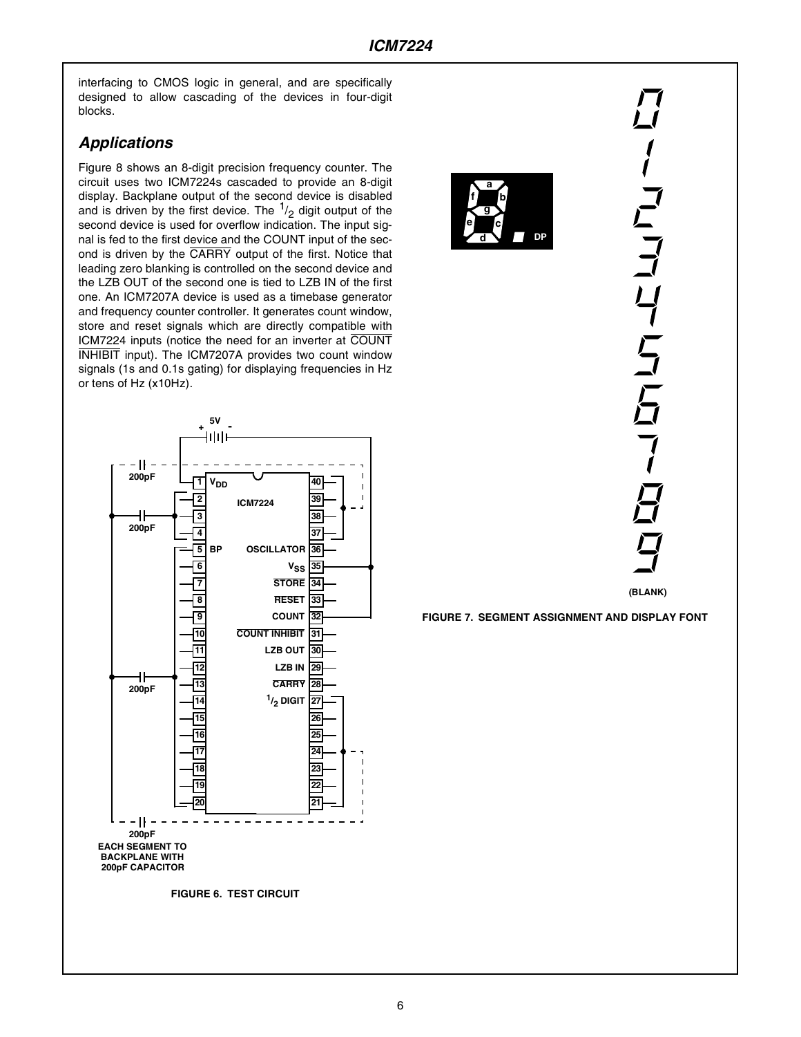interfacing to CMOS logic in general, and are specifically designed to allow cascading of the devices in four-digit blocks.

## Applications

Figure 8 shows an 8-digit precision frequency counter. The circuit uses two ICM7224s cascaded to provide an 8-digit display. Backplane output of the second device is disabled and is driven by the first device. The $^1/_2$ digit output of the second device is used for overflow indication. The input signal is fed to the first device and the COUNT input of the second is driven by the CARRY output of the first. Notice that leading zero blanking is controlled on the second device and the LZB OUT of the second one is tied to LZB IN of the first one. An ICM7207A device is used as a timebase generator and frequency counter controller. It generates count window, store and reset signals which are directly compatible with ICM7224 inputs (notice the need for an inverter at COUNT INHIBIT input). The ICM7207A provides two count window signals (1s and 0.1s gating) for displaying frequencies in Hz or tens of Hz (x10Hz).

EACH SEGMENT TO BACKPLANE WITH 200pF CAPACITOR

FIGURE 6. TEST CIRCUIT

(BLANK)

FIGURE 7. SEGMENT ASSIGNMENT AND DISPLAY FONT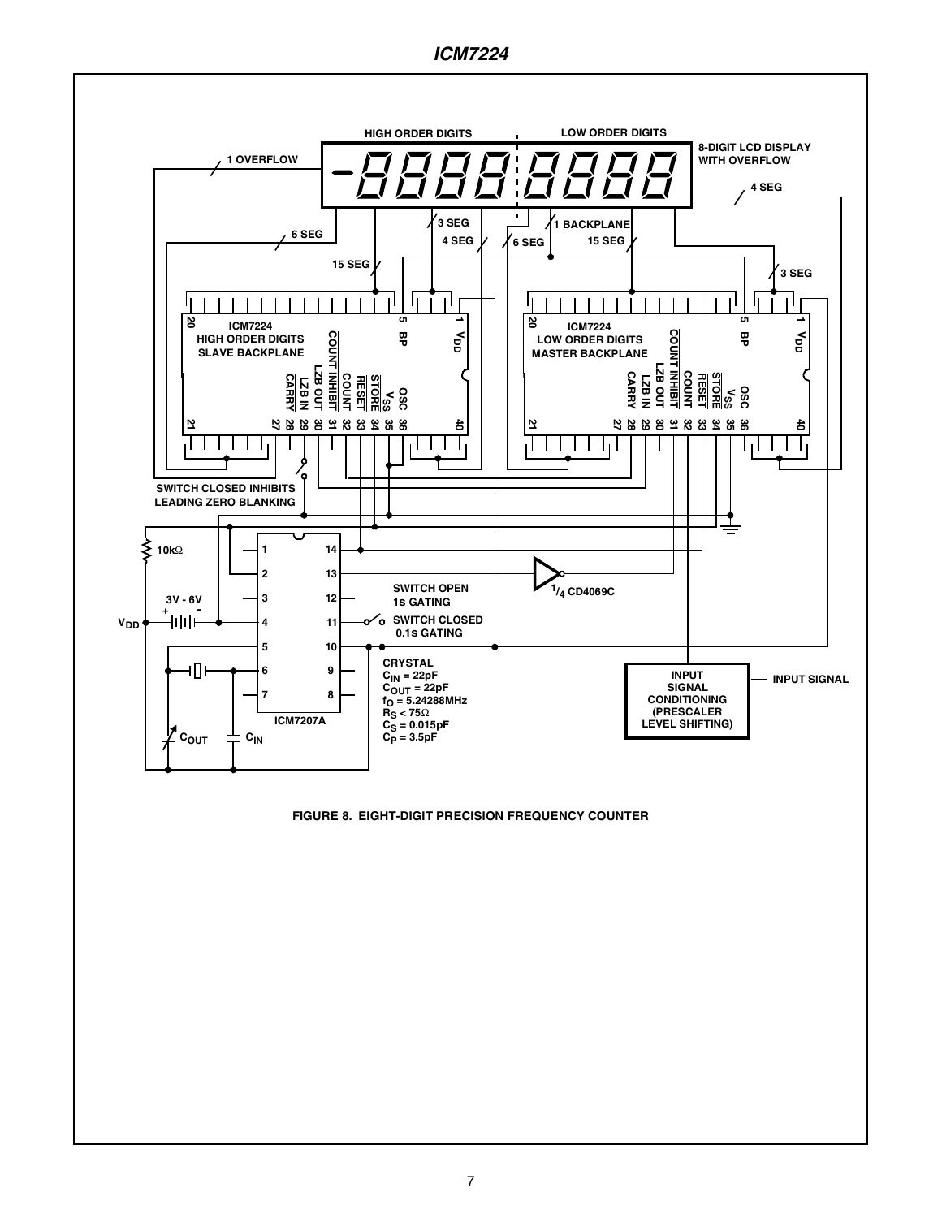HIGH ORDER DIGITS

LOW ORDER DIGITS

8-DIGIT LCD DISPLAY WITH OVERFLOW

1 OVERFLOW

4 SEG

3 SEG

1 BACKPLANE

6 SEG

4 SEG

6 SEG

15 SEG

15 SEG

3 SEG

ICM7224
HIGH ORDER DIGITS
SLAVE BACKPLANE

ICM7224
LOW ORDER DIGITS
MASTER BACKPLANE

20 5 BP 1 $V_{DD}$

COUNT INHIBIT
LZB OUT
LZB IN
CARRY
COUNT
RESET
STORE
$V_{SS}$
OSC

21 27 28 29 30 31 32 33 34 35 36 40

SWITCH CLOSED INHIBITS LEADING ZERO BLANKING

10kΩ

3V - 6V

$V_{DD}$

ICM7207A

1/4 CD4069C

SWITCH OPEN 1s GATING

SWITCH CLOSED 0.1s GATING

CRYSTAL
$C_{IN}$ = 22pF
$C_{OUT}$ = 22pF
$f_O$ = 5.24288MHz
$R_S$ < 75Ω
$C_S$ = 0.015pF
$C_P$ = 3.5pF

$C_{OUT}$ $C_{IN}$

INPUT SIGNAL CONDITIONING (PRESCALER LEVEL SHIFTING)

INPUT SIGNAL

FIGURE 8. EIGHT-DIGIT PRECISION FREQUENCY COUNTER